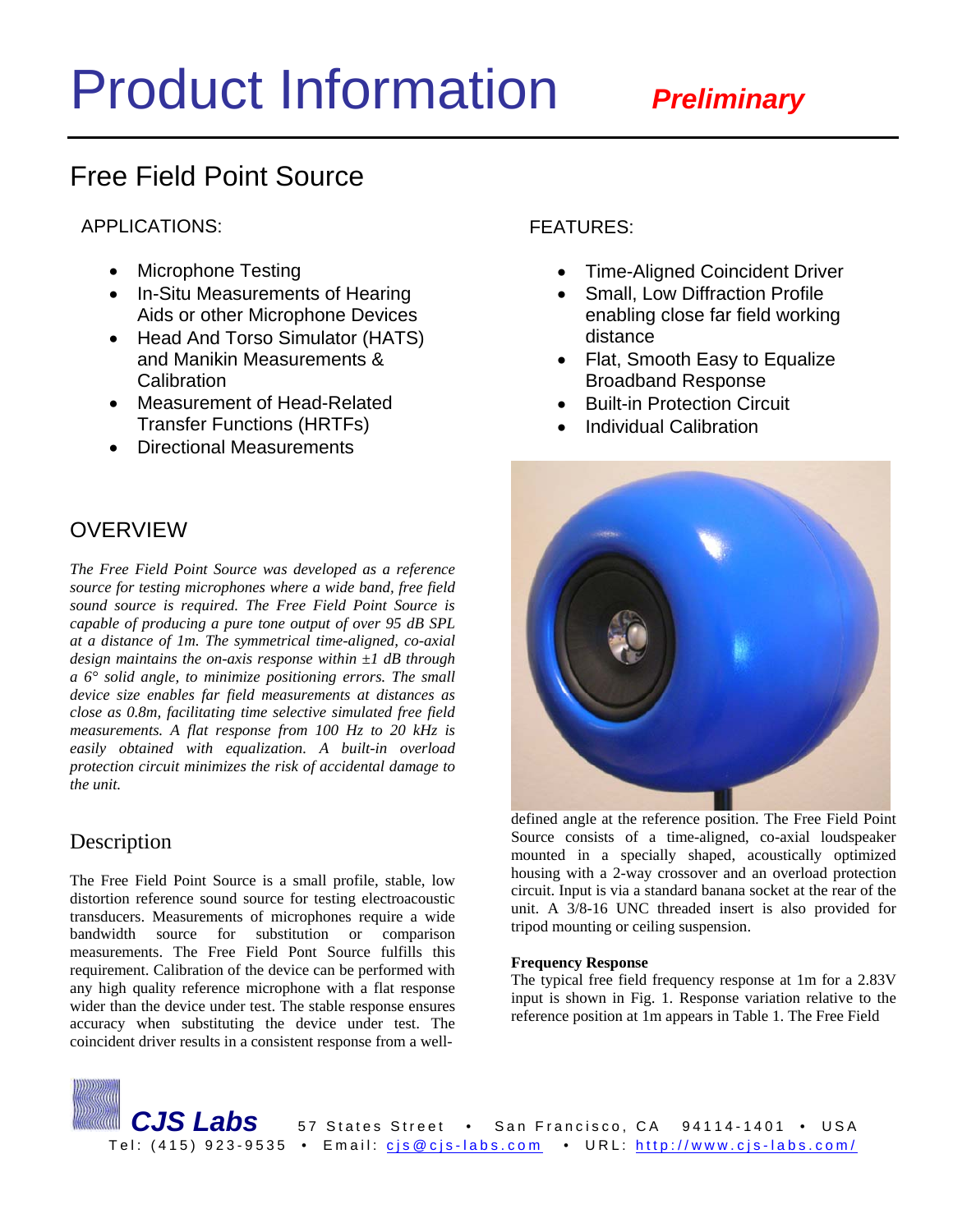# Product Information

***Preliminary***

## Free Field Point Source

### APPLICATIONS:

- Microphone Testing
- In-Situ Measurements of Hearing Aids or other Microphone Devices
- Head And Torso Simulator (HATS) and Manikin Measurements & Calibration
- Measurement of Head-Related Transfer Functions (HRTFs)
- Directional Measurements

### FEATURES:

- Time-Aligned Coincident Driver
- Small, Low Diffraction Profile enabling close far field working distance
- Flat, Smooth Easy to Equalize Broadband Response
- Built-in Protection Circuit
- Individual Calibration

## OVERVIEW

*The Free Field Point Source was developed as a reference source for testing microphones where a wide band, free field sound source is required. The Free Field Point Source is capable of producing a pure tone output of over 95 dB SPL at a distance of 1m. The symmetrical time-aligned, co-axial design maintains the on-axis response within ±1 dB through a 6° solid angle, to minimize positioning errors. The small device size enables far field measurements at distances as close as 0.8m, facilitating time selective simulated free field measurements. A flat response from 100 Hz to 20 kHz is easily obtained with equalization. A built-in overload protection circuit minimizes the risk of accidental damage to the unit.*

## Description

The Free Field Point Source is a small profile, stable, low distortion reference sound source for testing electroacoustic transducers. Measurements of microphones require a wide bandwidth source for substitution or comparison measurements. The Free Field Pont Source fulfills this requirement. Calibration of the device can be performed with any high quality reference microphone with a flat response wider than the device under test. The stable response ensures accuracy when substituting the device under test. The coincident driver results in a consistent response from a well-defined angle at the reference position. The Free Field Point Source consists of a time-aligned, co-axial loudspeaker mounted in a specially shaped, acoustically optimized housing with a 2-way crossover and an overload protection circuit. Input is via a standard banana socket at the rear of the unit. A 3/8-16 UNC threaded insert is also provided for tripod mounting or ceiling suspension.

**Frequency Response**

The typical free field frequency response at 1m for a 2.83V input is shown in Fig. 1. Response variation relative to the reference position at 1m appears in Table 1. The Free Field

**CJS Labs** 57 States Street • San Francisco, CA 94114-1401 • USA
Tel: (415) 923-9535 • Email: cjs@cjs-labs.com • URL: http://www.cjs-labs.com/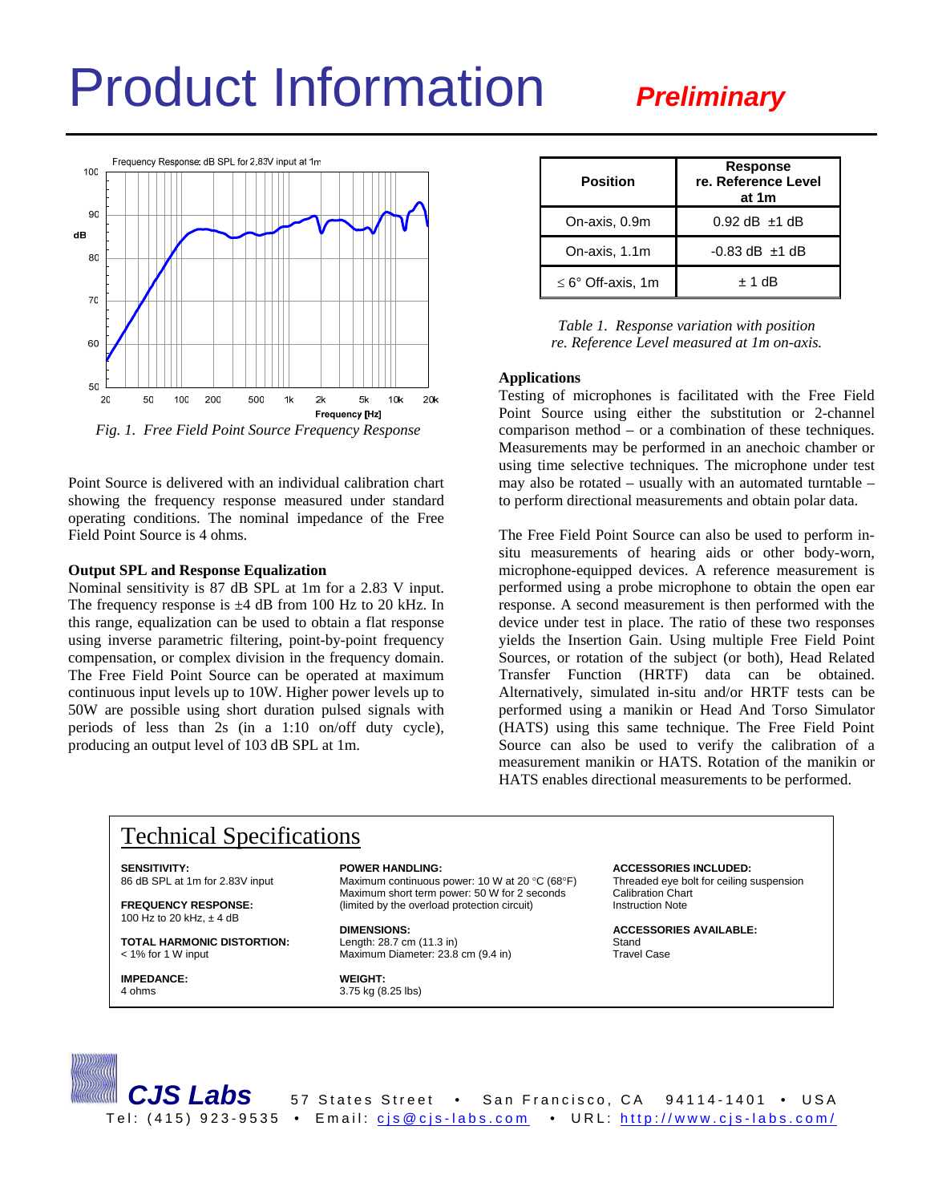# Product Information

*Preliminary*

Frequency Response: dB SPL for 2.83V input at 1m

dB

100
90
80
70
60
50

20 50 100 200 500 1k 2k 5k 10k 20k

Frequency [Hz]

*Fig. 1. Free Field Point Source Frequency Response*

Point Source is delivered with an individual calibration chart showing the frequency response measured under standard operating conditions. The nominal impedance of the Free Field Point Source is 4 ohms.

**Output SPL and Response Equalization**

Nominal sensitivity is 87 dB SPL at 1m for a 2.83 V input. The frequency response is ±4 dB from 100 Hz to 20 kHz. In this range, equalization can be used to obtain a flat response using inverse parametric filtering, point-by-point frequency compensation, or complex division in the frequency domain. The Free Field Point Source can be operated at maximum continuous input levels up to 10W. Higher power levels up to 50W are possible using short duration pulsed signals with periods of less than 2s (in a 1:10 on/off duty cycle), producing an output level of 103 dB SPL at 1m.

| Position | Response re. Reference Level at 1m |
|---|---|
| On-axis, 0.9m | 0.92 dB ±1 dB |
| On-axis, 1.1m | -0.83 dB ±1 dB |
| ≤ 6° Off-axis, 1m | ± 1 dB |

*Table 1. Response variation with position re. Reference Level measured at 1m on-axis.*

**Applications**

Testing of microphones is facilitated with the Free Field Point Source using either the substitution or 2-channel comparison method – or a combination of these techniques. Measurements may be performed in an anechoic chamber or using time selective techniques. The microphone under test may also be rotated – usually with an automated turntable – to perform directional measurements and obtain polar data.

The Free Field Point Source can also be used to perform in-situ measurements of hearing aids or other body-worn, microphone-equipped devices. A reference measurement is performed using a probe microphone to obtain the open ear response. A second measurement is then performed with the device under test in place. The ratio of these two responses yields the Insertion Gain. Using multiple Free Field Point Sources, or rotation of the subject (or both), Head Related Transfer Function (HRTF) data can be obtained. Alternatively, simulated in-situ and/or HRTF tests can be performed using a manikin or Head And Torso Simulator (HATS) using this same technique. The Free Field Point Source can also be used to verify the calibration of a measurement manikin or HATS. Rotation of the manikin or HATS enables directional measurements to be performed.

## Technical Specifications

**SENSITIVITY:**
86 dB SPL at 1m for 2.83V input

**FREQUENCY RESPONSE:**
100 Hz to 20 kHz, ± 4 dB

**TOTAL HARMONIC DISTORTION:**
< 1% for 1 W input

**IMPEDANCE:**
4 ohms

**POWER HANDLING:**
Maximum continuous power: 10 W at 20 °C (68°F)
Maximum short term power: 50 W for 2 seconds
(limited by the overload protection circuit)

**DIMENSIONS:**
Length: 28.7 cm (11.3 in)
Maximum Diameter: 23.8 cm (9.4 in)

**WEIGHT:**
3.75 kg (8.25 lbs)

**ACCESSORIES INCLUDED:**
Threaded eye bolt for ceiling suspension
Calibration Chart
Instruction Note

**ACCESSORIES AVAILABLE:**
Stand
Travel Case

**CJS Labs** 57 States Street • San Francisco, CA 94114-1401 • USA
Tel: (415) 923-9535 • Email: cjs@cjs-labs.com • URL: http://www.cjs-labs.com/